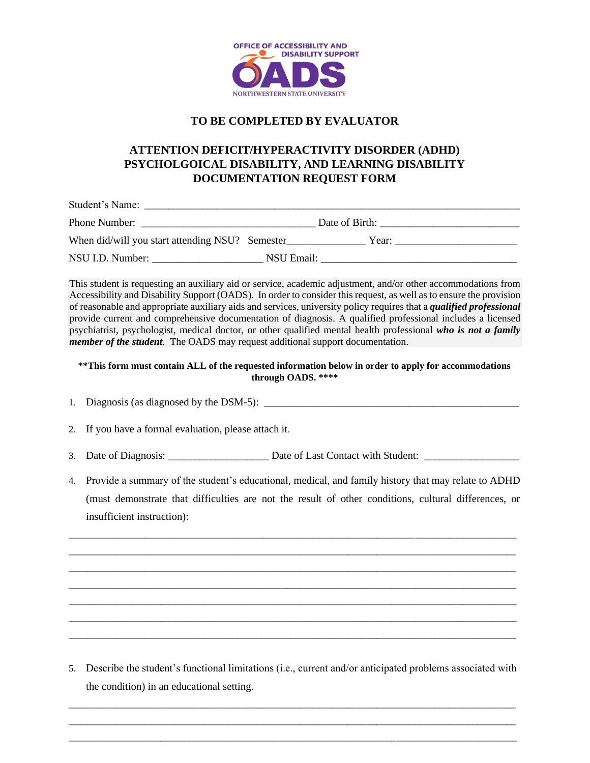OFFICE OF ACCESSIBILITY AND DISABILITY SUPPORT

OADS

NORTHWESTERN STATE UNIVERSITY

## TO BE COMPLETED BY EVALUATOR

## ATTENTION DEFICIT/HYPERACTIVITY DISORDER (ADHD) PSYCHOLGOICAL DISABILITY, AND LEARNING DISABILITY DOCUMENTATION REQUEST FORM

Student's Name: ___________________________________________________________________

Phone Number: _______________________________ Date of Birth: _________________________

When did/will you start attending NSU? Semester______________ Year: ______________________

NSU I.D. Number: ___________________ NSU Email: ___________________________________

This student is requesting an auxiliary aid or service, academic adjustment, and/or other accommodations from Accessibility and Disability Support (OADS). In order to consider this request, as well as to ensure the provision of reasonable and appropriate auxiliary aids and services, university policy requires that a ***qualified professional*** provide current and comprehensive documentation of diagnosis. A qualified professional includes a licensed psychiatrist, psychologist, medical doctor, or other qualified mental health professional ***who is not a family member of the student***. The OADS may request additional support documentation.

**\*\*This form must contain ALL of the requested information below in order to apply for accommodations through OADS. \*\*\*\***

1. Diagnosis (as diagnosed by the DSM-5): ______________________________________________

2. If you have a formal evaluation, please attach it.

3. Date of Diagnosis: __________________ Date of Last Contact with Student: _________________

4. Provide a summary of the student's educational, medical, and family history that may relate to ADHD (must demonstrate that difficulties are not the result of other conditions, cultural differences, or insufficient instruction):

_______________________________________________________________________________

_______________________________________________________________________________

_______________________________________________________________________________

_______________________________________________________________________________

_______________________________________________________________________________

_______________________________________________________________________________

_______________________________________________________________________________

5. Describe the student's functional limitations (i.e., current and/or anticipated problems associated with the condition) in an educational setting.

_______________________________________________________________________________

_______________________________________________________________________________

_______________________________________________________________________________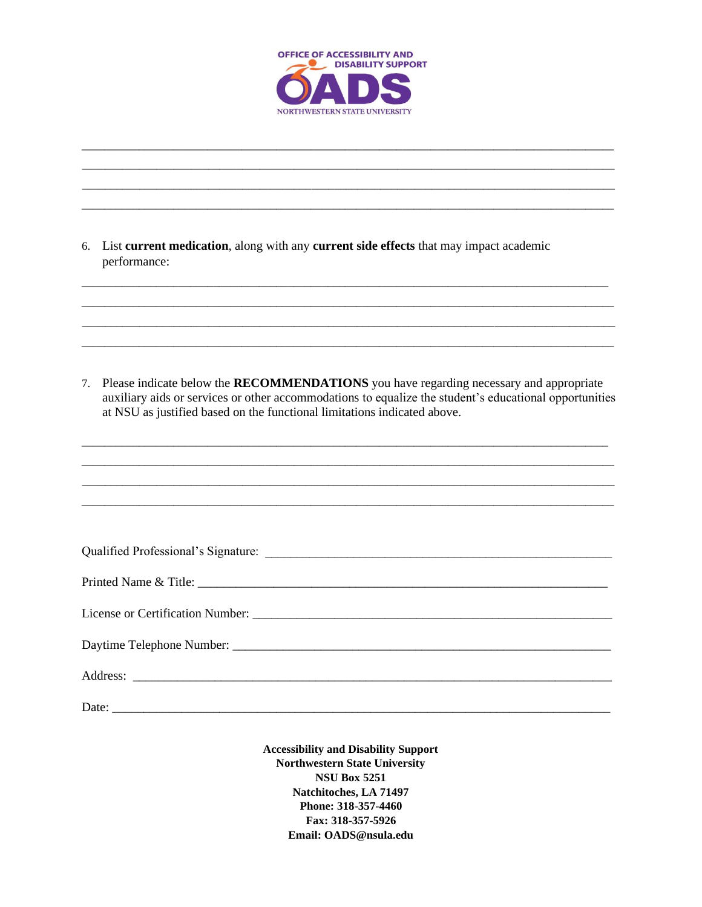**OFFICE OF ACCESSIBILITY AND DISABILITY SUPPORT**
**OADS**
NORTHWESTERN STATE UNIVERSITY

\_\_\_\_\_\_\_\_\_\_\_\_\_\_\_\_\_\_\_\_\_\_\_\_\_\_\_\_\_\_\_\_\_\_\_\_\_\_\_\_\_\_\_\_\_\_\_\_\_\_\_\_\_\_\_\_\_\_\_\_\_\_\_\_\_\_\_\_\_\_\_\_\_\_\_\_\_\_
\_\_\_\_\_\_\_\_\_\_\_\_\_\_\_\_\_\_\_\_\_\_\_\_\_\_\_\_\_\_\_\_\_\_\_\_\_\_\_\_\_\_\_\_\_\_\_\_\_\_\_\_\_\_\_\_\_\_\_\_\_\_\_\_\_\_\_\_\_\_\_\_\_\_\_\_\_\_
\_\_\_\_\_\_\_\_\_\_\_\_\_\_\_\_\_\_\_\_\_\_\_\_\_\_\_\_\_\_\_\_\_\_\_\_\_\_\_\_\_\_\_\_\_\_\_\_\_\_\_\_\_\_\_\_\_\_\_\_\_\_\_\_\_\_\_\_\_\_\_\_\_\_\_\_\_\_
\_\_\_\_\_\_\_\_\_\_\_\_\_\_\_\_\_\_\_\_\_\_\_\_\_\_\_\_\_\_\_\_\_\_\_\_\_\_\_\_\_\_\_\_\_\_\_\_\_\_\_\_\_\_\_\_\_\_\_\_\_\_\_\_\_\_\_\_\_\_\_\_\_\_\_\_\_\_

6. List **current medication**, along with any **current side effects** that may impact academic performance:

\_\_\_\_\_\_\_\_\_\_\_\_\_\_\_\_\_\_\_\_\_\_\_\_\_\_\_\_\_\_\_\_\_\_\_\_\_\_\_\_\_\_\_\_\_\_\_\_\_\_\_\_\_\_\_\_\_\_\_\_\_\_\_\_\_\_\_\_\_\_\_\_\_\_\_\_\_\_
\_\_\_\_\_\_\_\_\_\_\_\_\_\_\_\_\_\_\_\_\_\_\_\_\_\_\_\_\_\_\_\_\_\_\_\_\_\_\_\_\_\_\_\_\_\_\_\_\_\_\_\_\_\_\_\_\_\_\_\_\_\_\_\_\_\_\_\_\_\_\_\_\_\_\_\_\_\_
\_\_\_\_\_\_\_\_\_\_\_\_\_\_\_\_\_\_\_\_\_\_\_\_\_\_\_\_\_\_\_\_\_\_\_\_\_\_\_\_\_\_\_\_\_\_\_\_\_\_\_\_\_\_\_\_\_\_\_\_\_\_\_\_\_\_\_\_\_\_\_\_\_\_\_\_\_\_
\_\_\_\_\_\_\_\_\_\_\_\_\_\_\_\_\_\_\_\_\_\_\_\_\_\_\_\_\_\_\_\_\_\_\_\_\_\_\_\_\_\_\_\_\_\_\_\_\_\_\_\_\_\_\_\_\_\_\_\_\_\_\_\_\_\_\_\_\_\_\_\_\_\_\_\_\_\_

7. Please indicate below the **RECOMMENDATIONS** you have regarding necessary and appropriate auxiliary aids or services or other accommodations to equalize the student's educational opportunities at NSU as justified based on the functional limitations indicated above.

\_\_\_\_\_\_\_\_\_\_\_\_\_\_\_\_\_\_\_\_\_\_\_\_\_\_\_\_\_\_\_\_\_\_\_\_\_\_\_\_\_\_\_\_\_\_\_\_\_\_\_\_\_\_\_\_\_\_\_\_\_\_\_\_\_\_\_\_\_\_\_\_\_\_\_\_\_\_
\_\_\_\_\_\_\_\_\_\_\_\_\_\_\_\_\_\_\_\_\_\_\_\_\_\_\_\_\_\_\_\_\_\_\_\_\_\_\_\_\_\_\_\_\_\_\_\_\_\_\_\_\_\_\_\_\_\_\_\_\_\_\_\_\_\_\_\_\_\_\_\_\_\_\_\_\_\_
\_\_\_\_\_\_\_\_\_\_\_\_\_\_\_\_\_\_\_\_\_\_\_\_\_\_\_\_\_\_\_\_\_\_\_\_\_\_\_\_\_\_\_\_\_\_\_\_\_\_\_\_\_\_\_\_\_\_\_\_\_\_\_\_\_\_\_\_\_\_\_\_\_\_\_\_\_\_
\_\_\_\_\_\_\_\_\_\_\_\_\_\_\_\_\_\_\_\_\_\_\_\_\_\_\_\_\_\_\_\_\_\_\_\_\_\_\_\_\_\_\_\_\_\_\_\_\_\_\_\_\_\_\_\_\_\_\_\_\_\_\_\_\_\_\_\_\_\_\_\_\_\_\_\_\_\_

Qualified Professional's Signature: \_\_\_\_\_\_\_\_\_\_\_\_\_\_\_\_\_\_\_\_\_\_\_\_\_\_\_\_\_\_\_\_\_\_\_\_\_\_\_\_\_\_\_\_\_\_\_\_\_\_

Printed Name & Title: \_\_\_\_\_\_\_\_\_\_\_\_\_\_\_\_\_\_\_\_\_\_\_\_\_\_\_\_\_\_\_\_\_\_\_\_\_\_\_\_\_\_\_\_\_\_\_\_\_\_\_\_\_\_\_\_\_\_\_\_

License or Certification Number: \_\_\_\_\_\_\_\_\_\_\_\_\_\_\_\_\_\_\_\_\_\_\_\_\_\_\_\_\_\_\_\_\_\_\_\_\_\_\_\_\_\_\_\_\_\_\_\_\_\_\_\_

Daytime Telephone Number: \_\_\_\_\_\_\_\_\_\_\_\_\_\_\_\_\_\_\_\_\_\_\_\_\_\_\_\_\_\_\_\_\_\_\_\_\_\_\_\_\_\_\_\_\_\_\_\_\_\_\_\_\_\_\_

Address: \_\_\_\_\_\_\_\_\_\_\_\_\_\_\_\_\_\_\_\_\_\_\_\_\_\_\_\_\_\_\_\_\_\_\_\_\_\_\_\_\_\_\_\_\_\_\_\_\_\_\_\_\_\_\_\_\_\_\_\_\_\_\_\_\_\_\_\_\_

Date: \_\_\_\_\_\_\_\_\_\_\_\_\_\_\_\_\_\_\_\_\_\_\_\_\_\_\_\_\_\_\_\_\_\_\_\_\_\_\_\_\_\_\_\_\_\_\_\_\_\_\_\_\_\_\_\_\_\_\_\_\_\_\_\_\_\_\_\_\_\_\_\_

**Accessibility and Disability Support**
**Northwestern State University**
**NSU Box 5251**
**Natchitoches, LA 71497**
**Phone: 318-357-4460**
**Fax: 318-357-5926**
**Email: OADS@nsula.edu**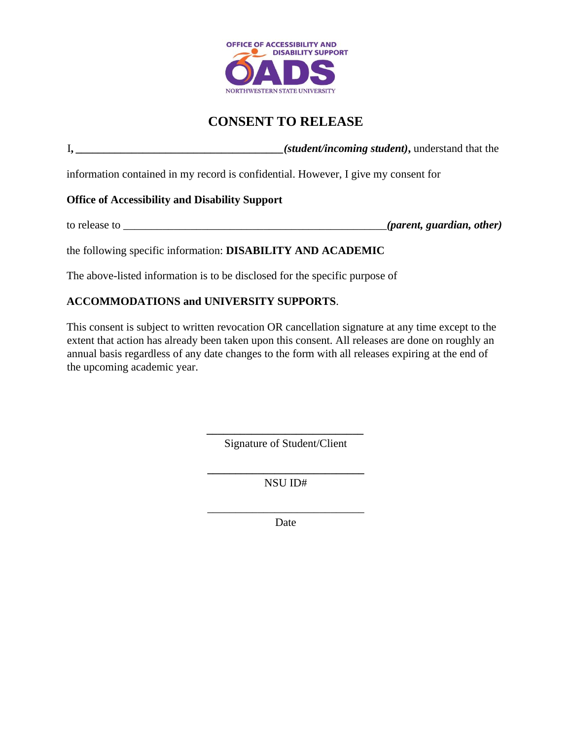OFFICE OF ACCESSIBILITY AND DISABILITY SUPPORT

OADS

NORTHWESTERN STATE UNIVERSITY

# CONSENT TO RELEASE

I, **\_\_\_\_\_\_\_\_\_\_\_\_\_\_\_\_\_\_\_\_\_\_\_\_\_\_\_\_\_\_\_\_\_\_\_\_\_*(student/incoming student)*,** understand that the information contained in my record is confidential. However, I give my consent for

**Office of Accessibility and Disability Support**

to release to \_\_\_\_\_\_\_\_\_\_\_\_\_\_\_\_\_\_\_\_\_\_\_\_\_\_\_\_\_\_\_\_\_\_\_\_\_\_\_\_\_\_\_\_\_\_\_\_***(parent, guardian, other)***

the following specific information: **DISABILITY AND ACADEMIC**

The above-listed information is to be disclosed for the specific purpose of

**ACCOMMODATIONS and UNIVERSITY SUPPORTS**.

This consent is subject to written revocation OR cancellation signature at any time except to the extent that action has already been taken upon this consent. All releases are done on roughly an annual basis regardless of any date changes to the form with all releases expiring at the end of the upcoming academic year.

\_\_\_\_\_\_\_\_\_\_\_\_\_\_\_\_\_\_\_\_\_\_\_\_\_\_\_\_\_\_

Signature of Student/Client

\_\_\_\_\_\_\_\_\_\_\_\_\_\_\_\_\_\_\_\_\_\_\_\_\_\_\_\_\_\_

NSU ID#

\_\_\_\_\_\_\_\_\_\_\_\_\_\_\_\_\_\_\_\_\_\_\_\_\_\_\_\_\_\_

Date